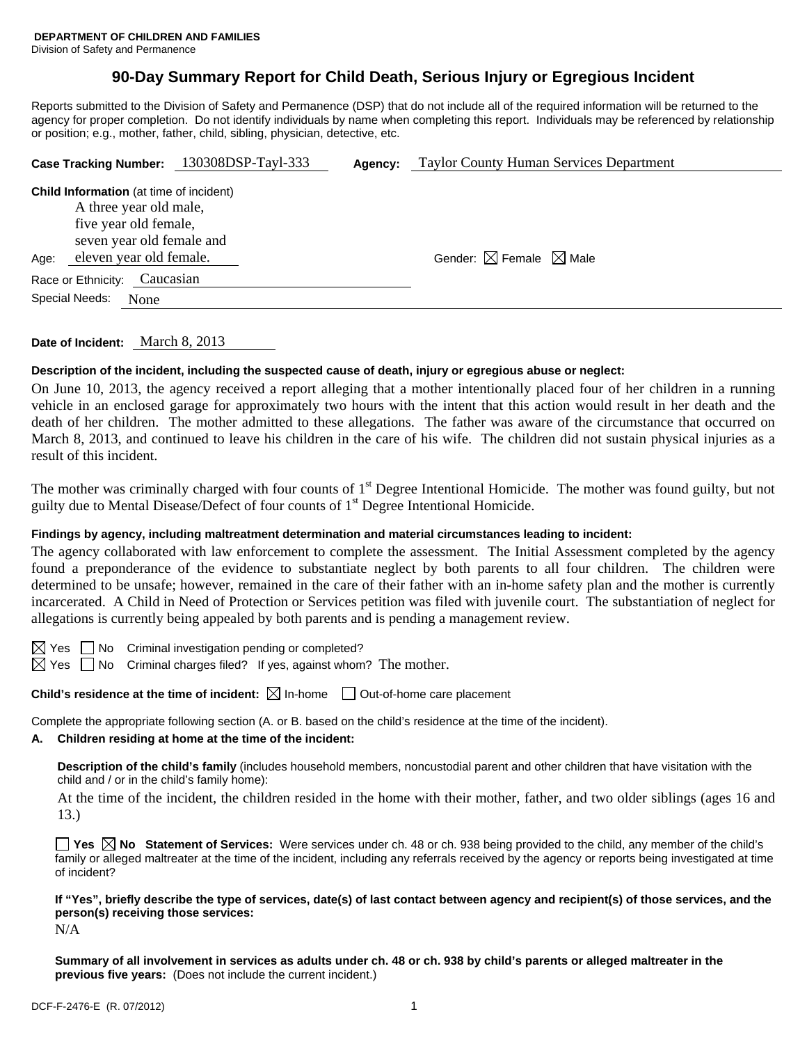**DEPARTMENT OF CHILDREN AND FAMILIES**
Division of Safety and Permanence

# 90-Day Summary Report for Child Death, Serious Injury or Egregious Incident

Reports submitted to the Division of Safety and Permanence (DSP) that do not include all of the required information will be returned to the agency for proper completion. Do not identify individuals by name when completing this report. Individuals may be referenced by relationship or position; e.g., mother, father, child, sibling, physician, detective, etc.

**Case Tracking Number:** 130308DSP-Tayl-333 **Agency:** Taylor County Human Services Department

**Child Information** (at time of incident)

Age: A three year old male, five year old female, seven year old female and eleven year old female.

Gender: ☒ Female ☒ Male

Race or Ethnicity: Caucasian

Special Needs: None

**Date of Incident:** March 8, 2013

**Description of the incident, including the suspected cause of death, injury or egregious abuse or neglect:**

On June 10, 2013, the agency received a report alleging that a mother intentionally placed four of her children in a running vehicle in an enclosed garage for approximately two hours with the intent that this action would result in her death and the death of her children. The mother admitted to these allegations. The father was aware of the circumstance that occurred on March 8, 2013, and continued to leave his children in the care of his wife. The children did not sustain physical injuries as a result of this incident.

The mother was criminally charged with four counts of 1st Degree Intentional Homicide. The mother was found guilty, but not guilty due to Mental Disease/Defect of four counts of 1st Degree Intentional Homicide.

**Findings by agency, including maltreatment determination and material circumstances leading to incident:**

The agency collaborated with law enforcement to complete the assessment. The Initial Assessment completed by the agency found a preponderance of the evidence to substantiate neglect by both parents to all four children. The children were determined to be unsafe; however, remained in the care of their father with an in-home safety plan and the mother is currently incarcerated. A Child in Need of Protection or Services petition was filed with juvenile court. The substantiation of neglect for allegations is currently being appealed by both parents and is pending a management review.

☒ Yes ☐ No Criminal investigation pending or completed?

☒ Yes ☐ No Criminal charges filed? If yes, against whom? The mother.

**Child's residence at the time of incident:** ☒ In-home ☐ Out-of-home care placement

Complete the appropriate following section (A. or B. based on the child's residence at the time of the incident).

**A. Children residing at home at the time of the incident:**

**Description of the child's family** (includes household members, noncustodial parent and other children that have visitation with the child and / or in the child's family home):

At the time of the incident, the children resided in the home with their mother, father, and two older siblings (ages 16 and 13.)

☐ **Yes** ☒ **No Statement of Services:** Were services under ch. 48 or ch. 938 being provided to the child, any member of the child's family or alleged maltreater at the time of the incident, including any referrals received by the agency or reports being investigated at time of incident?

**If "Yes", briefly describe the type of services, date(s) of last contact between agency and recipient(s) of those services, and the person(s) receiving those services:**

N/A

**Summary of all involvement in services as adults under ch. 48 or ch. 938 by child's parents or alleged maltreater in the previous five years:** (Does not include the current incident.)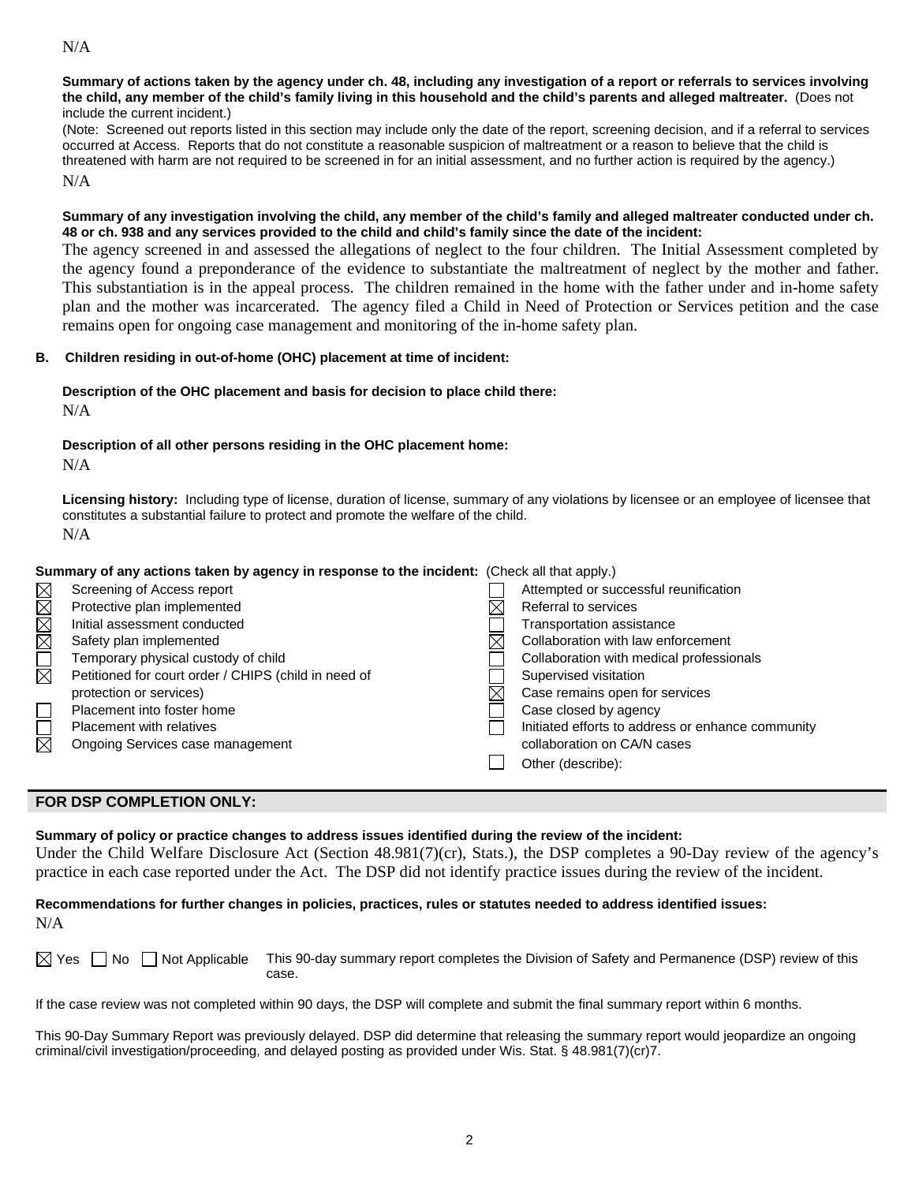N/A

**Summary of actions taken by the agency under ch. 48, including any investigation of a report or referrals to services involving the child, any member of the child's family living in this household and the child's parents and alleged maltreater.** (Does not include the current incident.)

(Note: Screened out reports listed in this section may include only the date of the report, screening decision, and if a referral to services occurred at Access. Reports that do not constitute a reasonable suspicion of maltreatment or a reason to believe that the child is threatened with harm are not required to be screened in for an initial assessment, and no further action is required by the agency.)

N/A

**Summary of any investigation involving the child, any member of the child's family and alleged maltreater conducted under ch. 48 or ch. 938 and any services provided to the child and child's family since the date of the incident:**

The agency screened in and assessed the allegations of neglect to the four children. The Initial Assessment completed by the agency found a preponderance of the evidence to substantiate the maltreatment of neglect by the mother and father. This substantiation is in the appeal process. The children remained in the home with the father under and in-home safety plan and the mother was incarcerated. The agency filed a Child in Need of Protection or Services petition and the case remains open for ongoing case management and monitoring of the in-home safety plan.

**B. Children residing in out-of-home (OHC) placement at time of incident:**

**Description of the OHC placement and basis for decision to place child there:**

N/A

**Description of all other persons residing in the OHC placement home:**

N/A

**Licensing history:** Including type of license, duration of license, summary of any violations by licensee or an employee of licensee that constitutes a substantial failure to protect and promote the welfare of the child.

N/A

**Summary of any actions taken by agency in response to the incident:** (Check all that apply.)

- ☒ Screening of Access report
- ☒ Protective plan implemented
- ☒ Initial assessment conducted
- ☒ Safety plan implemented
- ☐ Temporary physical custody of child
- ☒ Petitioned for court order / CHIPS (child in need of protection or services)
- ☐ Placement into foster home
- ☐ Placement with relatives
- ☒ Ongoing Services case management
- ☐ Attempted or successful reunification
- ☒ Referral to services
- ☐ Transportation assistance
- ☒ Collaboration with law enforcement
- ☐ Collaboration with medical professionals
- ☐ Supervised visitation
- ☒ Case remains open for services
- ☐ Case closed by agency
- ☐ Initiated efforts to address or enhance community collaboration on CA/N cases
- ☐ Other (describe):

## FOR DSP COMPLETION ONLY:

**Summary of policy or practice changes to address issues identified during the review of the incident:**

Under the Child Welfare Disclosure Act (Section 48.981(7)(cr), Stats.), the DSP completes a 90-Day review of the agency's practice in each case reported under the Act. The DSP did not identify practice issues during the review of the incident.

**Recommendations for further changes in policies, practices, rules or statutes needed to address identified issues:**

N/A

☒ Yes ☐ No ☐ Not Applicable This 90-day summary report completes the Division of Safety and Permanence (DSP) review of this case.

If the case review was not completed within 90 days, the DSP will complete and submit the final summary report within 6 months.

This 90-Day Summary Report was previously delayed. DSP did determine that releasing the summary report would jeopardize an ongoing criminal/civil investigation/proceeding, and delayed posting as provided under Wis. Stat. § 48.981(7)(cr)7.